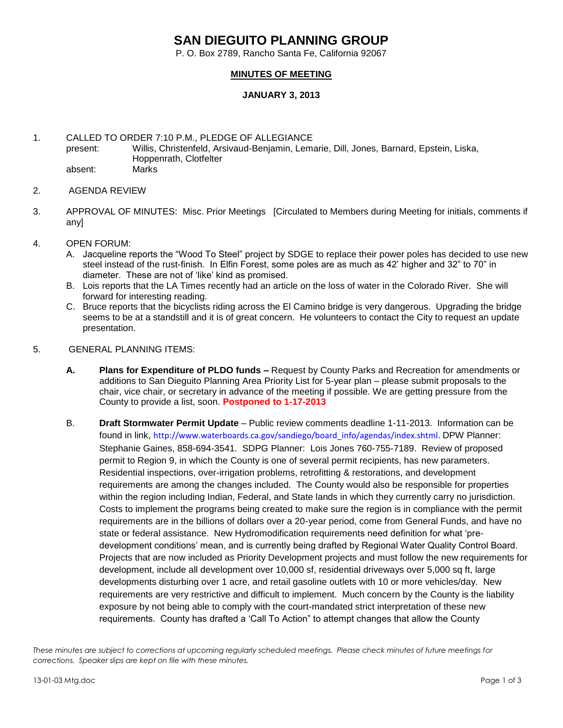# SAN DIEGUITO PLANNING GROUP

P. O. Box 2789, Rancho Santa Fe, California 92067

**MINUTES OF MEETING**

**JANUARY 3, 2013**

1. CALLED TO ORDER 7:10 P.M., PLEDGE OF ALLEGIANCE
   present: Willis, Christenfeld, Arsivaud-Benjamin, Lemarie, Dill, Jones, Barnard, Epstein, Liska, Hoppenrath, Clotfelter
   absent: Marks

2. AGENDA REVIEW

3. APPROVAL OF MINUTES: Misc. Prior Meetings [Circulated to Members during Meeting for initials, comments if any]

4. OPEN FORUM:
   A. Jacqueline reports the "Wood To Steel" project by SDGE to replace their power poles has decided to use new steel instead of the rust-finish. In Elfin Forest, some poles are as much as 42' higher and 32" to 70" in diameter. These are not of 'like' kind as promised.
   B. Lois reports that the LA Times recently had an article on the loss of water in the Colorado River. She will forward for interesting reading.
   C. Bruce reports that the bicyclists riding across the El Camino bridge is very dangerous. Upgrading the bridge seems to be at a standstill and it is of great concern. He volunteers to contact the City to request an update presentation.

5. GENERAL PLANNING ITEMS:

   **A.** **Plans for Expenditure of PLDO funds –** Request by County Parks and Recreation for amendments or additions to San Dieguito Planning Area Priority List for 5-year plan – please submit proposals to the chair, vice chair, or secretary in advance of the meeting if possible. We are getting pressure from the County to provide a list, soon. **Postponed to 1-17-2013**

   B. **Draft Stormwater Permit Update** – Public review comments deadline 1-11-2013. Information can be found in link, http://www.waterboards.ca.gov/sandiego/board_info/agendas/index.shtml. DPW Planner: Stephanie Gaines, 858-694-3541. SDPG Planner: Lois Jones 760-755-7189. Review of proposed permit to Region 9, in which the County is one of several permit recipients, has new parameters. Residential inspections, over-irrigation problems, retrofitting & restorations, and development requirements are among the changes included. The County would also be responsible for properties within the region including Indian, Federal, and State lands in which they currently carry no jurisdiction. Costs to implement the programs being created to make sure the region is in compliance with the permit requirements are in the billions of dollars over a 20-year period, come from General Funds, and have no state or federal assistance. New Hydromodification requirements need definition for what 'pre-development conditions' mean, and is currently being drafted by Regional Water Quality Control Board. Projects that are now included as Priority Development projects and must follow the new requirements for development, include all development over 10,000 sf, residential driveways over 5,000 sq ft, large developments disturbing over 1 acre, and retail gasoline outlets with 10 or more vehicles/day. New requirements are very restrictive and difficult to implement. Much concern by the County is the liability exposure by not being able to comply with the court-mandated strict interpretation of these new requirements. County has drafted a 'Call To Action" to attempt changes that allow the County

*These minutes are subject to corrections at upcoming regularly scheduled meetings. Please check minutes of future meetings for corrections. Speaker slips are kept on file with these minutes.*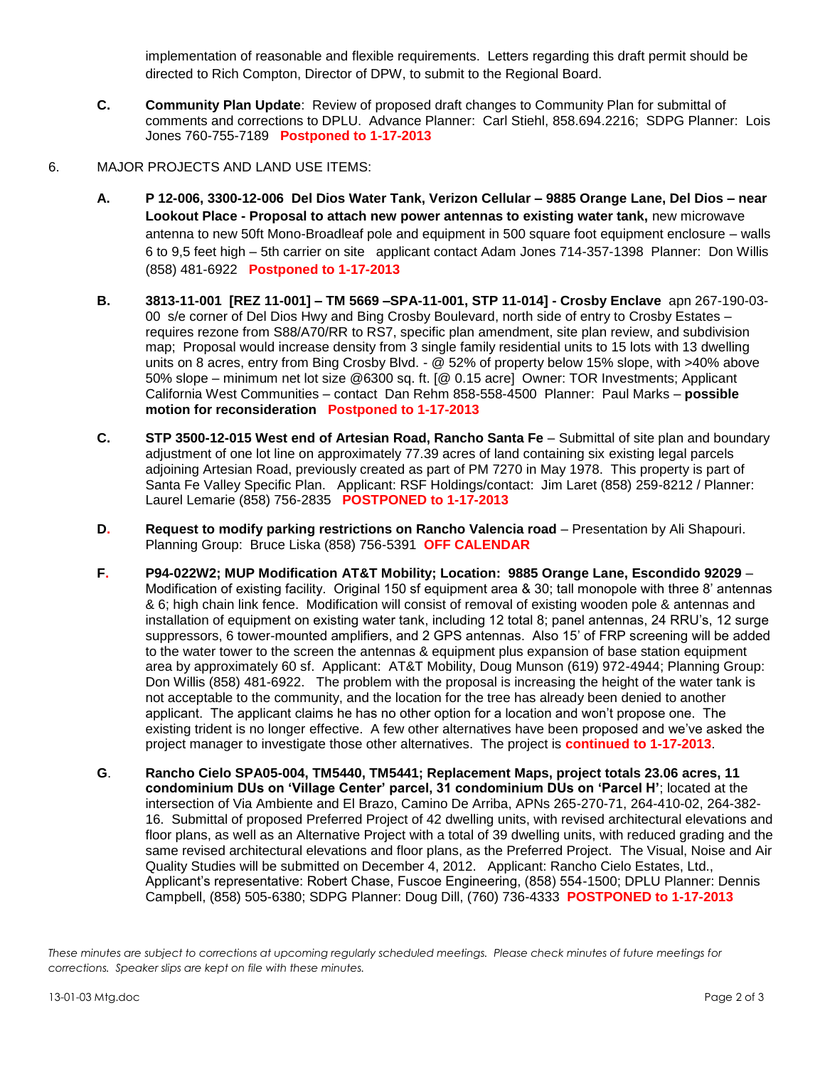implementation of reasonable and flexible requirements. Letters regarding this draft permit should be directed to Rich Compton, Director of DPW, to submit to the Regional Board.

**C.** **Community Plan Update**: Review of proposed draft changes to Community Plan for submittal of comments and corrections to DPLU. Advance Planner: Carl Stiehl, 858.694.2216; SDPG Planner: Lois Jones 760-755-7189 **Postponed to 1-17-2013**

6. MAJOR PROJECTS AND LAND USE ITEMS:

**A.** **P 12-006, 3300-12-006 Del Dios Water Tank, Verizon Cellular – 9885 Orange Lane, Del Dios – near Lookout Place - Proposal to attach new power antennas to existing water tank,** new microwave antenna to new 50ft Mono-Broadleaf pole and equipment in 500 square foot equipment enclosure – walls 6 to 9,5 feet high – 5th carrier on site applicant contact Adam Jones 714-357-1398 Planner: Don Willis (858) 481-6922 **Postponed to 1-17-2013**

**B.** **3813-11-001 [REZ 11-001] – TM 5669 –SPA-11-001, STP 11-014] - Crosby Enclave** apn 267-190-03-00 s/e corner of Del Dios Hwy and Bing Crosby Boulevard, north side of entry to Crosby Estates – requires rezone from S88/A70/RR to RS7, specific plan amendment, site plan review, and subdivision map; Proposal would increase density from 3 single family residential units to 15 lots with 13 dwelling units on 8 acres, entry from Bing Crosby Blvd. - @ 52% of property below 15% slope, with >40% above 50% slope – minimum net lot size @6300 sq. ft. [@ 0.15 acre] Owner: TOR Investments; Applicant California West Communities – contact Dan Rehm 858-558-4500 Planner: Paul Marks – **possible motion for reconsideration** **Postponed to 1-17-2013**

**C.** **STP 3500-12-015 West end of Artesian Road, Rancho Santa Fe** – Submittal of site plan and boundary adjustment of one lot line on approximately 77.39 acres of land containing six existing legal parcels adjoining Artesian Road, previously created as part of PM 7270 in May 1978. This property is part of Santa Fe Valley Specific Plan. Applicant: RSF Holdings/contact: Jim Laret (858) 259-8212 / Planner: Laurel Lemarie (858) 756-2835 **POSTPONED to 1-17-2013**

**D.** **Request to modify parking restrictions on Rancho Valencia road** – Presentation by Ali Shapouri. Planning Group: Bruce Liska (858) 756-5391 **OFF CALENDAR**

**F.** **P94-022W2; MUP Modification AT&T Mobility; Location: 9885 Orange Lane, Escondido 92029** – Modification of existing facility. Original 150 sf equipment area & 30; tall monopole with three 8' antennas & 6; high chain link fence. Modification will consist of removal of existing wooden pole & antennas and installation of equipment on existing water tank, including 12 total 8; panel antennas, 24 RRU's, 12 surge suppressors, 6 tower-mounted amplifiers, and 2 GPS antennas. Also 15' of FRP screening will be added to the water tower to the screen the antennas & equipment plus expansion of base station equipment area by approximately 60 sf. Applicant: AT&T Mobility, Doug Munson (619) 972-4944; Planning Group: Don Willis (858) 481-6922. The problem with the proposal is increasing the height of the water tank is not acceptable to the community, and the location for the tree has already been denied to another applicant. The applicant claims he has no other option for a location and won't propose one. The existing trident is no longer effective. A few other alternatives have been proposed and we've asked the project manager to investigate those other alternatives. The project is **continued to 1-17-2013**.

**G.** **Rancho Cielo SPA05-004, TM5440, TM5441; Replacement Maps, project totals 23.06 acres, 11 condominium DUs on 'Village Center' parcel, 31 condominium DUs on 'Parcel H'**; located at the intersection of Via Ambiente and El Brazo, Camino De Arriba, APNs 265-270-71, 264-410-02, 264-382-16. Submittal of proposed Preferred Project of 42 dwelling units, with revised architectural elevations and floor plans, as well as an Alternative Project with a total of 39 dwelling units, with reduced grading and the same revised architectural elevations and floor plans, as the Preferred Project. The Visual, Noise and Air Quality Studies will be submitted on December 4, 2012. Applicant: Rancho Cielo Estates, Ltd., Applicant's representative: Robert Chase, Fuscoe Engineering, (858) 554-1500; DPLU Planner: Dennis Campbell, (858) 505-6380; SDPG Planner: Doug Dill, (760) 736-4333 **POSTPONED to 1-17-2013**

*These minutes are subject to corrections at upcoming regularly scheduled meetings. Please check minutes of future meetings for corrections. Speaker slips are kept on file with these minutes.*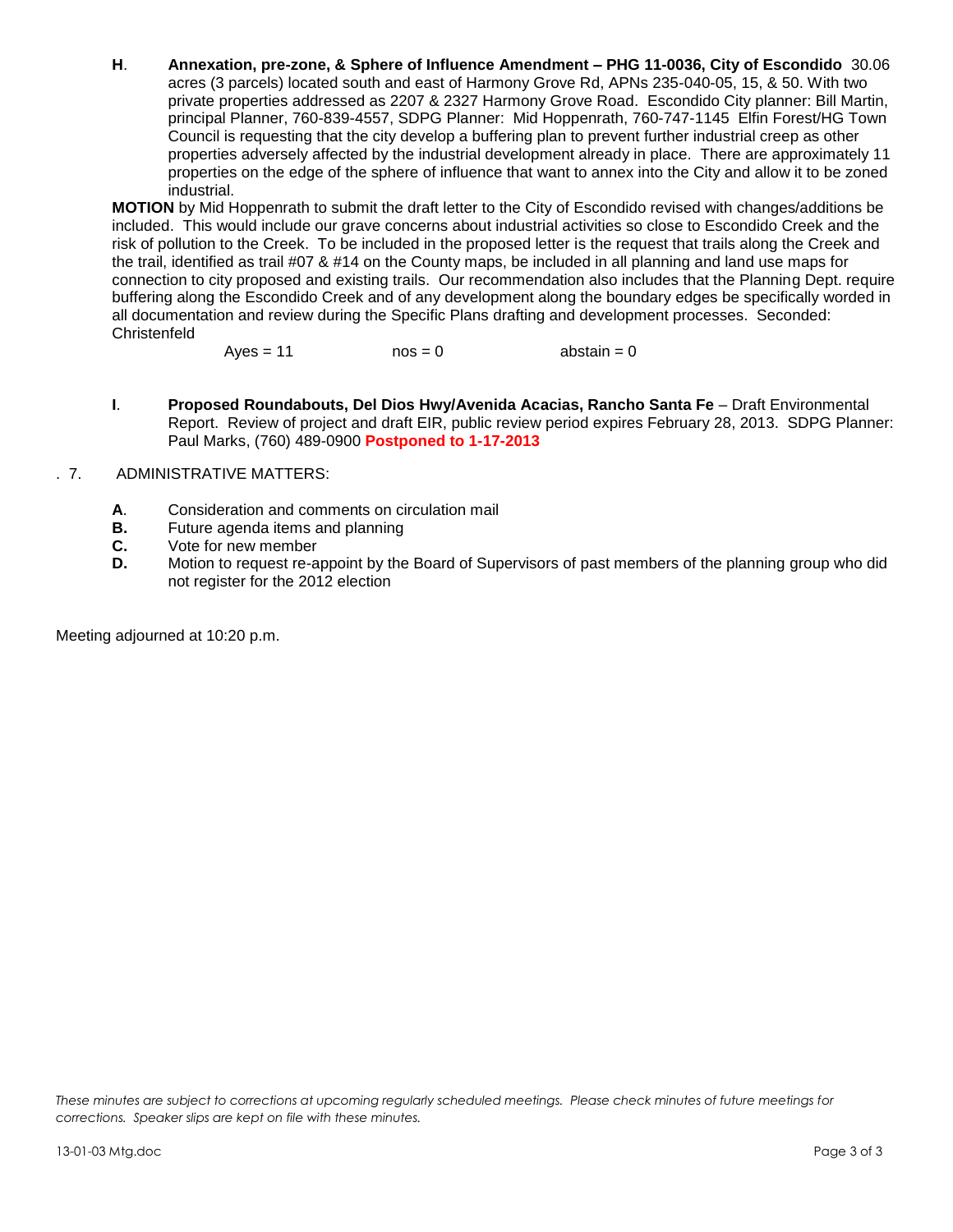**H**. **Annexation, pre-zone, & Sphere of Influence Amendment – PHG 11-0036, City of Escondido** 30.06 acres (3 parcels) located south and east of Harmony Grove Rd, APNs 235-040-05, 15, & 50. With two private properties addressed as 2207 & 2327 Harmony Grove Road. Escondido City planner: Bill Martin, principal Planner, 760-839-4557, SDPG Planner: Mid Hoppenrath, 760-747-1145 Elfin Forest/HG Town Council is requesting that the city develop a buffering plan to prevent further industrial creep as other properties adversely affected by the industrial development already in place. There are approximately 11 properties on the edge of the sphere of influence that want to annex into the City and allow it to be zoned industrial.

**MOTION** by Mid Hoppenrath to submit the draft letter to the City of Escondido revised with changes/additions be included. This would include our grave concerns about industrial activities so close to Escondido Creek and the risk of pollution to the Creek. To be included in the proposed letter is the request that trails along the Creek and the trail, identified as trail #07 & #14 on the County maps, be included in all planning and land use maps for connection to city proposed and existing trails. Our recommendation also includes that the Planning Dept. require buffering along the Escondido Creek and of any development along the boundary edges be specifically worded in all documentation and review during the Specific Plans drafting and development processes. Seconded: Christenfeld

Ayes = 11　　　nos = 0　　　abstain = 0

**I**. **Proposed Roundabouts, Del Dios Hwy/Avenida Acacias, Rancho Santa Fe** – Draft Environmental Report. Review of project and draft EIR, public review period expires February 28, 2013. SDPG Planner: Paul Marks, (760) 489-0900 **Postponed to 1-17-2013**

. 7. ADMINISTRATIVE MATTERS:

**A**. Consideration and comments on circulation mail
**B.** Future agenda items and planning
**C.** Vote for new member
**D.** Motion to request re-appoint by the Board of Supervisors of past members of the planning group who did not register for the 2012 election

Meeting adjourned at 10:20 p.m.

*These minutes are subject to corrections at upcoming regularly scheduled meetings. Please check minutes of future meetings for corrections. Speaker slips are kept on file with these minutes.*

13-01-03 Mtg.doc